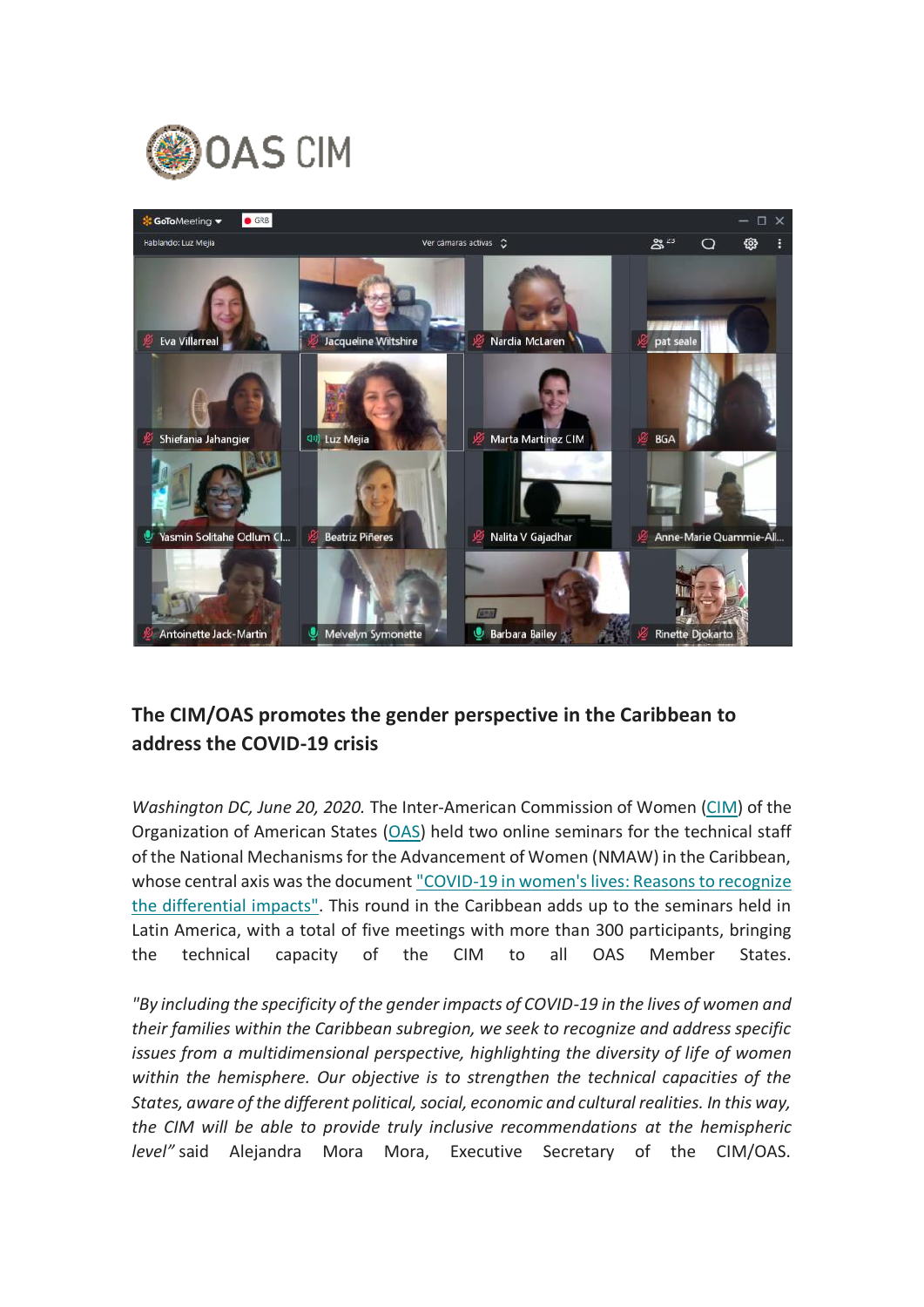## The CIM/OAS promotes the gender perspective in the Caribbean to address the COVID-19 crisis

*Washington DC, June 20, 2020.* The Inter-American Commission of Women (CIM) of the Organization of American States (OAS) held two online seminars for the technical staff of the National Mechanisms for the Advancement of Women (NMAW) in the Caribbean, whose central axis was the document "COVID-19 in women's lives: Reasons to recognize the differential impacts". This round in the Caribbean adds up to the seminars held in Latin America, with a total of five meetings with more than 300 participants, bringing the technical capacity of the CIM to all OAS Member States.

*"By including the specificity of the gender impacts of COVID-19 in the lives of women and their families within the Caribbean subregion, we seek to recognize and address specific issues from a multidimensional perspective, highlighting the diversity of life of women within the hemisphere. Our objective is to strengthen the technical capacities of the States, aware of the different political, social, economic and cultural realities. In this way, the CIM will be able to provide truly inclusive recommendations at the hemispheric level"* said Alejandra Mora Mora, Executive Secretary of the CIM/OAS.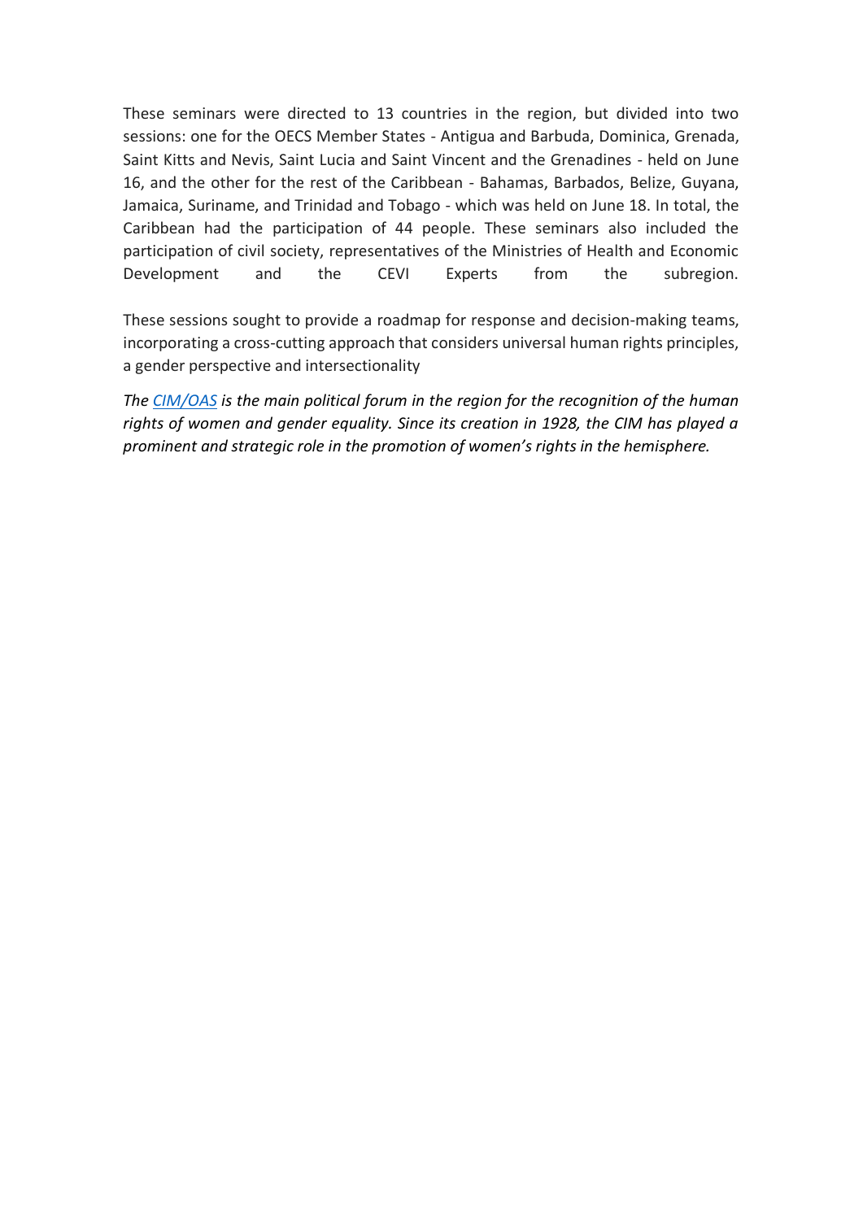These seminars were directed to 13 countries in the region, but divided into two sessions: one for the OECS Member States - Antigua and Barbuda, Dominica, Grenada, Saint Kitts and Nevis, Saint Lucia and Saint Vincent and the Grenadines - held on June 16, and the other for the rest of the Caribbean - Bahamas, Barbados, Belize, Guyana, Jamaica, Suriname, and Trinidad and Tobago - which was held on June 18. In total, the Caribbean had the participation of 44 people. These seminars also included the participation of civil society, representatives of the Ministries of Health and Economic Development and the CEVI Experts from the subregion.

These sessions sought to provide a roadmap for response and decision-making teams, incorporating a cross-cutting approach that considers universal human rights principles, a gender perspective and intersectionality

*The CIM/OAS is the main political forum in the region for the recognition of the human rights of women and gender equality. Since its creation in 1928, the CIM has played a prominent and strategic role in the promotion of women's rights in the hemisphere.*